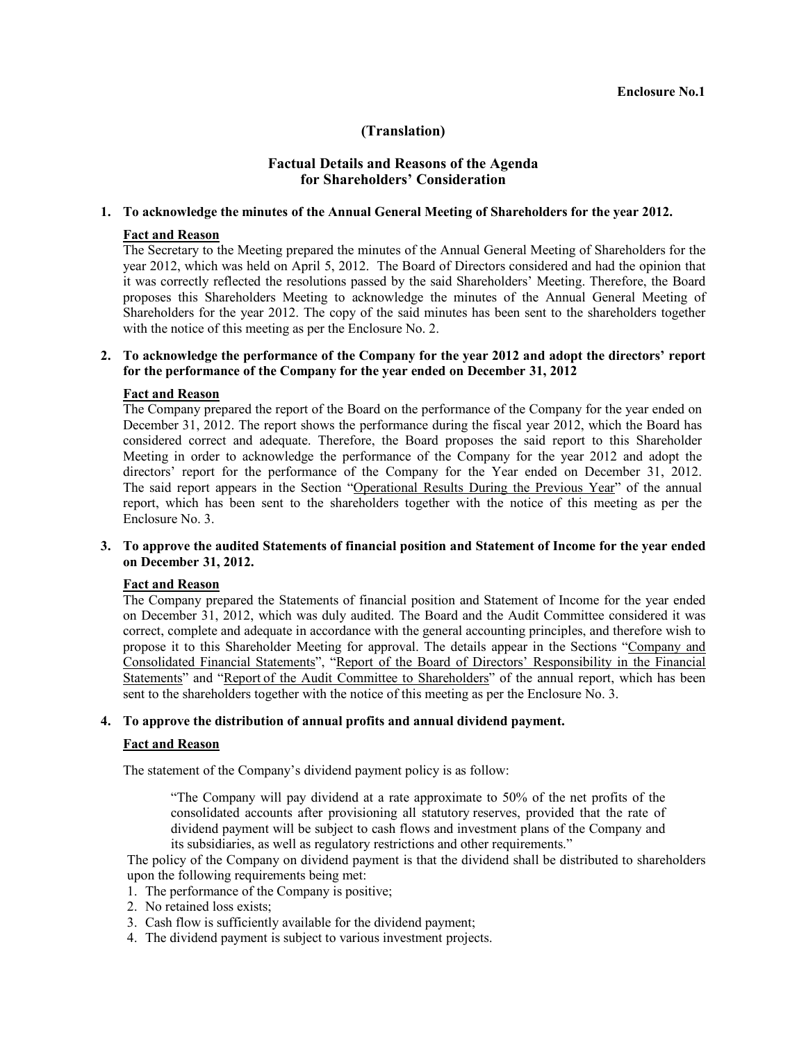**Enclosure No.1**

**(Translation)**

## Factual Details and Reasons of the Agenda for Shareholders' Consideration

### 1. To acknowledge the minutes of the Annual General Meeting of Shareholders for the year 2012.

**Fact and Reason**

The Secretary to the Meeting prepared the minutes of the Annual General Meeting of Shareholders for the year 2012, which was held on April 5, 2012. The Board of Directors considered and had the opinion that it was correctly reflected the resolutions passed by the said Shareholders' Meeting. Therefore, the Board proposes this Shareholders Meeting to acknowledge the minutes of the Annual General Meeting of Shareholders for the year 2012. The copy of the said minutes has been sent to the shareholders together with the notice of this meeting as per the Enclosure No. 2.

### 2. To acknowledge the performance of the Company for the year 2012 and adopt the directors' report for the performance of the Company for the year ended on December 31, 2012

**Fact and Reason**

The Company prepared the report of the Board on the performance of the Company for the year ended on December 31, 2012. The report shows the performance during the fiscal year 2012, which the Board has considered correct and adequate. Therefore, the Board proposes the said report to this Shareholder Meeting in order to acknowledge the performance of the Company for the year 2012 and adopt the directors' report for the performance of the Company for the Year ended on December 31, 2012. The said report appears in the Section "Operational Results During the Previous Year" of the annual report, which has been sent to the shareholders together with the notice of this meeting as per the Enclosure No. 3.

### 3. To approve the audited Statements of financial position and Statement of Income for the year ended on December 31, 2012.

**Fact and Reason**

The Company prepared the Statements of financial position and Statement of Income for the year ended on December 31, 2012, which was duly audited. The Board and the Audit Committee considered it was correct, complete and adequate in accordance with the general accounting principles, and therefore wish to propose it to this Shareholder Meeting for approval. The details appear in the Sections "Company and Consolidated Financial Statements", "Report of the Board of Directors' Responsibility in the Financial Statements" and "Report of the Audit Committee to Shareholders" of the annual report, which has been sent to the shareholders together with the notice of this meeting as per the Enclosure No. 3.

### 4. To approve the distribution of annual profits and annual dividend payment.

**Fact and Reason**

The statement of the Company's dividend payment policy is as follow:

> "The Company will pay dividend at a rate approximate to 50% of the net profits of the consolidated accounts after provisioning all statutory reserves, provided that the rate of dividend payment will be subject to cash flows and investment plans of the Company and its subsidiaries, as well as regulatory restrictions and other requirements."

The policy of the Company on dividend payment is that the dividend shall be distributed to shareholders upon the following requirements being met:

1. The performance of the Company is positive;
2. No retained loss exists;
3. Cash flow is sufficiently available for the dividend payment;
4. The dividend payment is subject to various investment projects.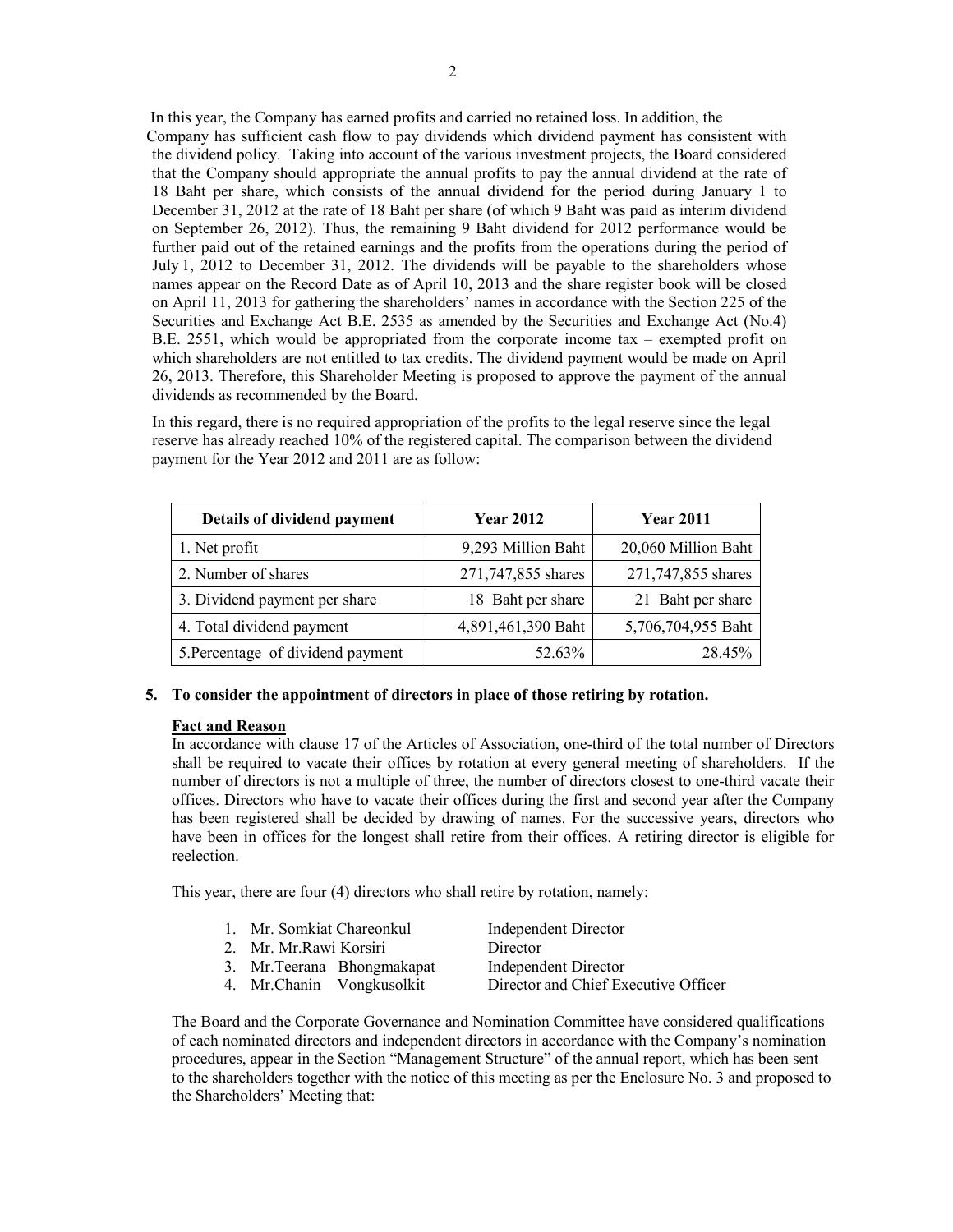In this year, the Company has earned profits and carried no retained loss. In addition, the Company has sufficient cash flow to pay dividends which dividend payment has consistent with the dividend policy. Taking into account of the various investment projects, the Board considered that the Company should appropriate the annual profits to pay the annual dividend at the rate of 18 Baht per share, which consists of the annual dividend for the period during January 1 to December 31, 2012 at the rate of 18 Baht per share (of which 9 Baht was paid as interim dividend on September 26, 2012). Thus, the remaining 9 Baht dividend for 2012 performance would be further paid out of the retained earnings and the profits from the operations during the period of July 1, 2012 to December 31, 2012. The dividends will be payable to the shareholders whose names appear on the Record Date as of April 10, 2013 and the share register book will be closed on April 11, 2013 for gathering the shareholders' names in accordance with the Section 225 of the Securities and Exchange Act B.E. 2535 as amended by the Securities and Exchange Act (No.4) B.E. 2551, which would be appropriated from the corporate income tax – exempted profit on which shareholders are not entitled to tax credits. The dividend payment would be made on April 26, 2013. Therefore, this Shareholder Meeting is proposed to approve the payment of the annual dividends as recommended by the Board.

In this regard, there is no required appropriation of the profits to the legal reserve since the legal reserve has already reached 10% of the registered capital. The comparison between the dividend payment for the Year 2012 and 2011 are as follow:

| Details of dividend payment | Year 2012 | Year 2011 |
|---|---|---|
| 1. Net profit | 9,293 Million Baht | 20,060 Million Baht |
| 2. Number of shares | 271,747,855 shares | 271,747,855 shares |
| 3. Dividend payment per share | 18 Baht per share | 21 Baht per share |
| 4. Total dividend payment | 4,891,461,390 Baht | 5,706,704,955 Baht |
| 5.Percentage of dividend payment | 52.63% | 28.45% |

**5. To consider the appointment of directors in place of those retiring by rotation.**

**Fact and Reason**

In accordance with clause 17 of the Articles of Association, one-third of the total number of Directors shall be required to vacate their offices by rotation at every general meeting of shareholders. If the number of directors is not a multiple of three, the number of directors closest to one-third vacate their offices. Directors who have to vacate their offices during the first and second year after the Company has been registered shall be decided by drawing of names. For the successive years, directors who have been in offices for the longest shall retire from their offices. A retiring director is eligible for reelection.

This year, there are four (4) directors who shall retire by rotation, namely:

1. Mr. Somkiat Chareonkul — Independent Director
2. Mr. Mr.Rawi Korsiri — Director
3. Mr.Teerana Bhongmakapat — Independent Director
4. Mr.Chanin Vongkusolkit — Director and Chief Executive Officer

The Board and the Corporate Governance and Nomination Committee have considered qualifications of each nominated directors and independent directors in accordance with the Company's nomination procedures, appear in the Section "Management Structure" of the annual report, which has been sent to the shareholders together with the notice of this meeting as per the Enclosure No. 3 and proposed to the Shareholders' Meeting that: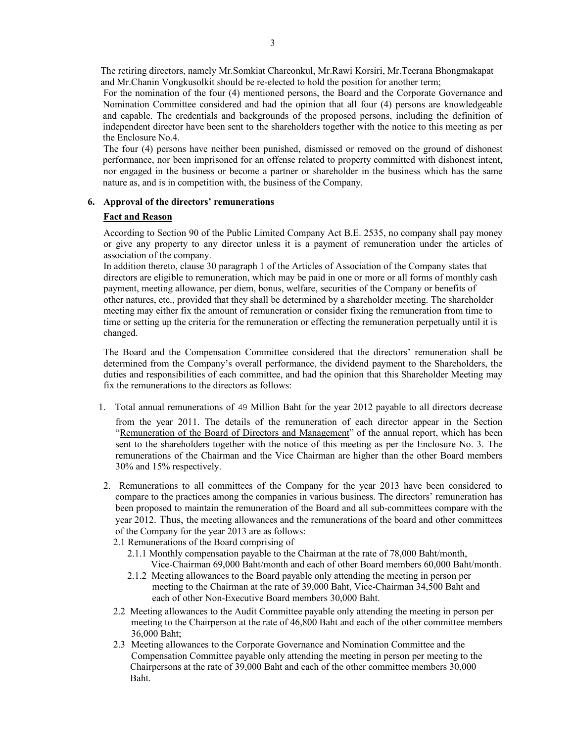The retiring directors, namely Mr.Somkiat Chareonkul, Mr.Rawi Korsiri, Mr.Teerana Bhongmakapat and Mr.Chanin Vongkusolkit should be re-elected to hold the position for another term;

For the nomination of the four (4) mentioned persons, the Board and the Corporate Governance and Nomination Committee considered and had the opinion that all four (4) persons are knowledgeable and capable. The credentials and backgrounds of the proposed persons, including the definition of independent director have been sent to the shareholders together with the notice to this meeting as per the Enclosure No.4.

The four (4) persons have neither been punished, dismissed or removed on the ground of dishonest performance, nor been imprisoned for an offense related to property committed with dishonest intent, nor engaged in the business or become a partner or shareholder in the business which has the same nature as, and is in competition with, the business of the Company.

**6. Approval of the directors' remunerations**

**Fact and Reason**

According to Section 90 of the Public Limited Company Act B.E. 2535, no company shall pay money or give any property to any director unless it is a payment of remuneration under the articles of association of the company.

In addition thereto, clause 30 paragraph 1 of the Articles of Association of the Company states that directors are eligible to remuneration, which may be paid in one or more or all forms of monthly cash payment, meeting allowance, per diem, bonus, welfare, securities of the Company or benefits of other natures, etc., provided that they shall be determined by a shareholder meeting. The shareholder meeting may either fix the amount of remuneration or consider fixing the remuneration from time to time or setting up the criteria for the remuneration or effecting the remuneration perpetually until it is changed.

The Board and the Compensation Committee considered that the directors' remuneration shall be determined from the Company's overall performance, the dividend payment to the Shareholders, the duties and responsibilities of each committee, and had the opinion that this Shareholder Meeting may fix the remunerations to the directors as follows:

1. Total annual remunerations of 49 Million Baht for the year 2012 payable to all directors decrease from the year 2011. The details of the remuneration of each director appear in the Section "Remuneration of the Board of Directors and Management" of the annual report, which has been sent to the shareholders together with the notice of this meeting as per the Enclosure No. 3. The remunerations of the Chairman and the Vice Chairman are higher than the other Board members 30% and 15% respectively.

2. Remunerations to all committees of the Company for the year 2013 have been considered to compare to the practices among the companies in various business. The directors' remuneration has been proposed to maintain the remuneration of the Board and all sub-committees compare with the year 2012. Thus, the meeting allowances and the remunerations of the board and other committees of the Company for the year 2013 are as follows:

   2.1 Remunerations of the Board comprising of

      2.1.1 Monthly compensation payable to the Chairman at the rate of 78,000 Baht/month, Vice-Chairman 69,000 Baht/month and each of other Board members 60,000 Baht/month.

      2.1.2 Meeting allowances to the Board payable only attending the meeting in person per meeting to the Chairman at the rate of 39,000 Baht, Vice-Chairman 34,500 Baht and each of other Non-Executive Board members 30,000 Baht.

   2.2 Meeting allowances to the Audit Committee payable only attending the meeting in person per meeting to the Chairperson at the rate of 46,800 Baht and each of the other committee members 36,000 Baht;

   2.3 Meeting allowances to the Corporate Governance and Nomination Committee and the Compensation Committee payable only attending the meeting in person per meeting to the Chairpersons at the rate of 39,000 Baht and each of the other committee members 30,000 Baht.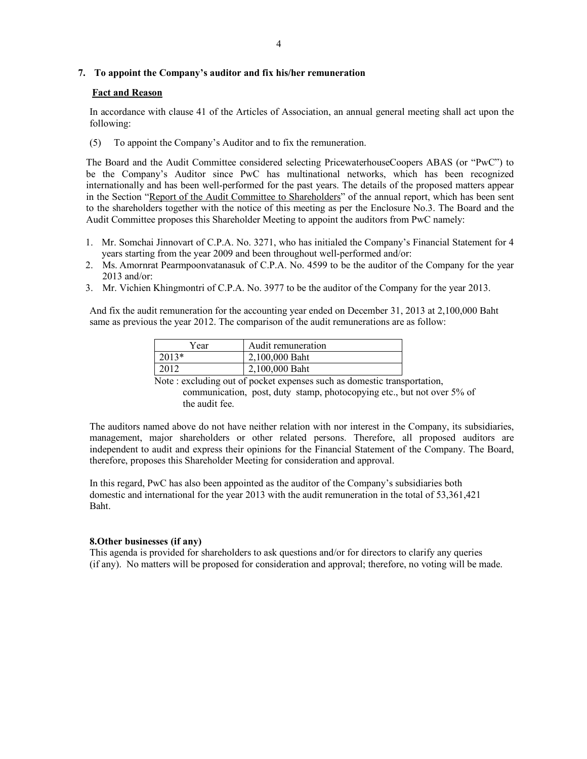## 7. To appoint the Company's auditor and fix his/her remuneration

**Fact and Reason**

In accordance with clause 41 of the Articles of Association, an annual general meeting shall act upon the following:

(5) To appoint the Company's Auditor and to fix the remuneration.

The Board and the Audit Committee considered selecting PricewaterhouseCoopers ABAS (or "PwC") to be the Company's Auditor since PwC has multinational networks, which has been recognized internationally and has been well-performed for the past years. The details of the proposed matters appear in the Section "Report of the Audit Committee to Shareholders" of the annual report, which has been sent to the shareholders together with the notice of this meeting as per the Enclosure No.3. The Board and the Audit Committee proposes this Shareholder Meeting to appoint the auditors from PwC namely:

1. Mr. Somchai Jinnovart of C.P.A. No. 3271, who has initialed the Company's Financial Statement for 4 years starting from the year 2009 and been throughout well-performed and/or:
2. Ms. Amornrat Pearmpoonvatanasuk of C.P.A. No. 4599 to be the auditor of the Company for the year 2013 and/or:
3. Mr. Vichien Khingmontri of C.P.A. No. 3977 to be the auditor of the Company for the year 2013.

And fix the audit remuneration for the accounting year ended on December 31, 2013 at 2,100,000 Baht same as previous the year 2012. The comparison of the audit remunerations are as follow:

| Year | Audit remuneration |
|---|---|
| 2013* | 2,100,000 Baht |
| 2012 | 2,100,000 Baht |

Note : excluding out of pocket expenses such as domestic transportation, communication, post, duty stamp, photocopying etc., but not over 5% of the audit fee.

The auditors named above do not have neither relation with nor interest in the Company, its subsidiaries, management, major shareholders or other related persons. Therefore, all proposed auditors are independent to audit and express their opinions for the Financial Statement of the Company. The Board, therefore, proposes this Shareholder Meeting for consideration and approval.

In this regard, PwC has also been appointed as the auditor of the Company's subsidiaries both domestic and international for the year 2013 with the audit remuneration in the total of 53,361,421 Baht.

## 8.Other businesses (if any)

This agenda is provided for shareholders to ask questions and/or for directors to clarify any queries (if any). No matters will be proposed for consideration and approval; therefore, no voting will be made.